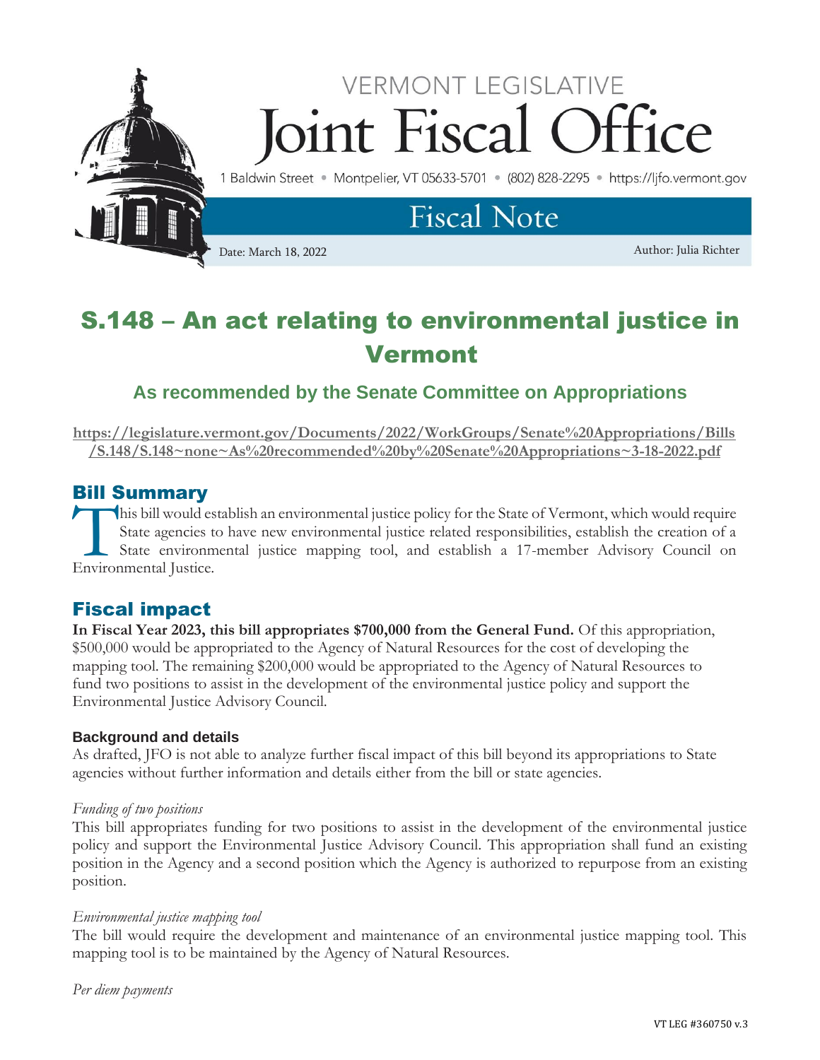VERMONT LEGISLATIVE

# Joint Fiscal Office

1 Baldwin Street • Montpelier, VT 05633-5701 • (802) 828-2295 • https://ljfo.vermont.gov

## Fiscal Note

Date: March 18, 2022

Author: Julia Richter

# S.148 – An act relating to environmental justice in Vermont

### As recommended by the Senate Committee on Appropriations

https://legislature.vermont.gov/Documents/2022/WorkGroups/Senate%20Appropriations/Bills/S.148/S.148~none~As%20recommended%20by%20Senate%20Appropriations~3-18-2022.pdf

## Bill Summary

This bill would establish an environmental justice policy for the State of Vermont, which would require State agencies to have new environmental justice related responsibilities, establish the creation of a State environmental justice mapping tool, and establish a 17-member Advisory Council on Environmental Justice.

## Fiscal impact

**In Fiscal Year 2023, this bill appropriates $700,000 from the General Fund.** Of this appropriation, $500,000 would be appropriated to the Agency of Natural Resources for the cost of developing the mapping tool. The remaining $200,000 would be appropriated to the Agency of Natural Resources to fund two positions to assist in the development of the environmental justice policy and support the Environmental Justice Advisory Council.

### Background and details

As drafted, JFO is not able to analyze further fiscal impact of this bill beyond its appropriations to State agencies without further information and details either from the bill or state agencies.

*Funding of two positions*

This bill appropriates funding for two positions to assist in the development of the environmental justice policy and support the Environmental Justice Advisory Council. This appropriation shall fund an existing position in the Agency and a second position which the Agency is authorized to repurpose from an existing position.

*Environmental justice mapping tool*

The bill would require the development and maintenance of an environmental justice mapping tool. This mapping tool is to be maintained by the Agency of Natural Resources.

*Per diem payments*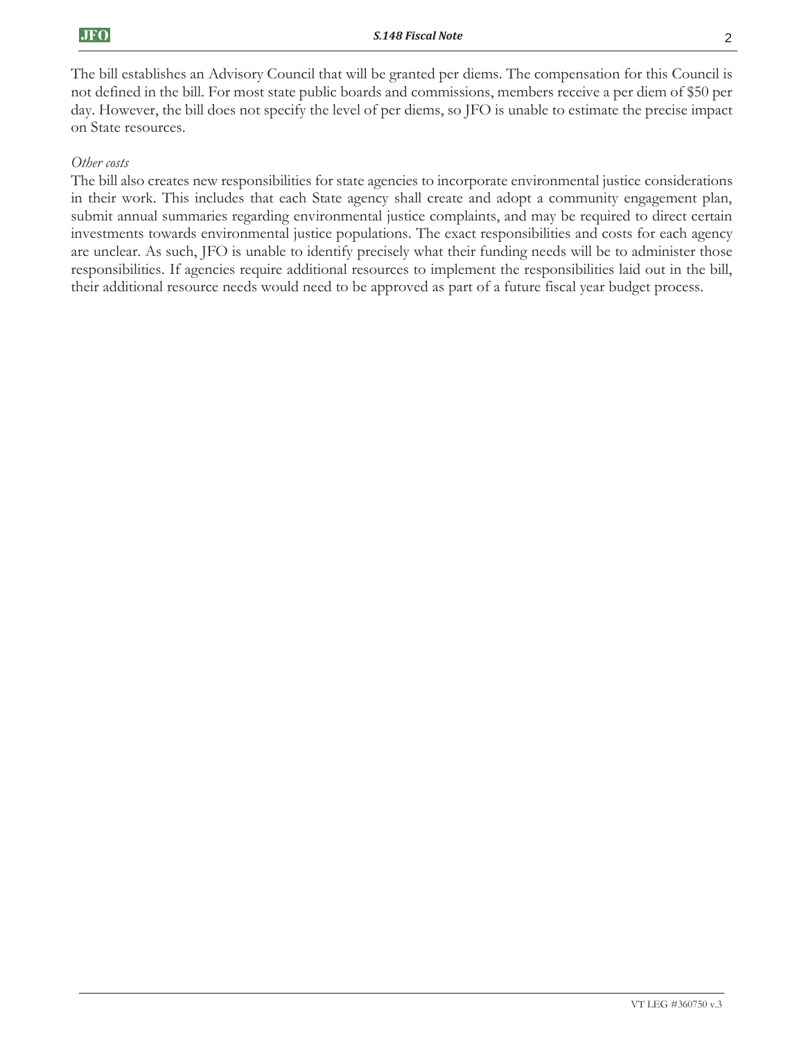The bill establishes an Advisory Council that will be granted per diems. The compensation for this Council is not defined in the bill. For most state public boards and commissions, members receive a per diem of $50 per day. However, the bill does not specify the level of per diems, so JFO is unable to estimate the precise impact on State resources.

*Other costs*

The bill also creates new responsibilities for state agencies to incorporate environmental justice considerations in their work. This includes that each State agency shall create and adopt a community engagement plan, submit annual summaries regarding environmental justice complaints, and may be required to direct certain investments towards environmental justice populations. The exact responsibilities and costs for each agency are unclear. As such, JFO is unable to identify precisely what their funding needs will be to administer those responsibilities. If agencies require additional resources to implement the responsibilities laid out in the bill, their additional resource needs would need to be approved as part of a future fiscal year budget process.